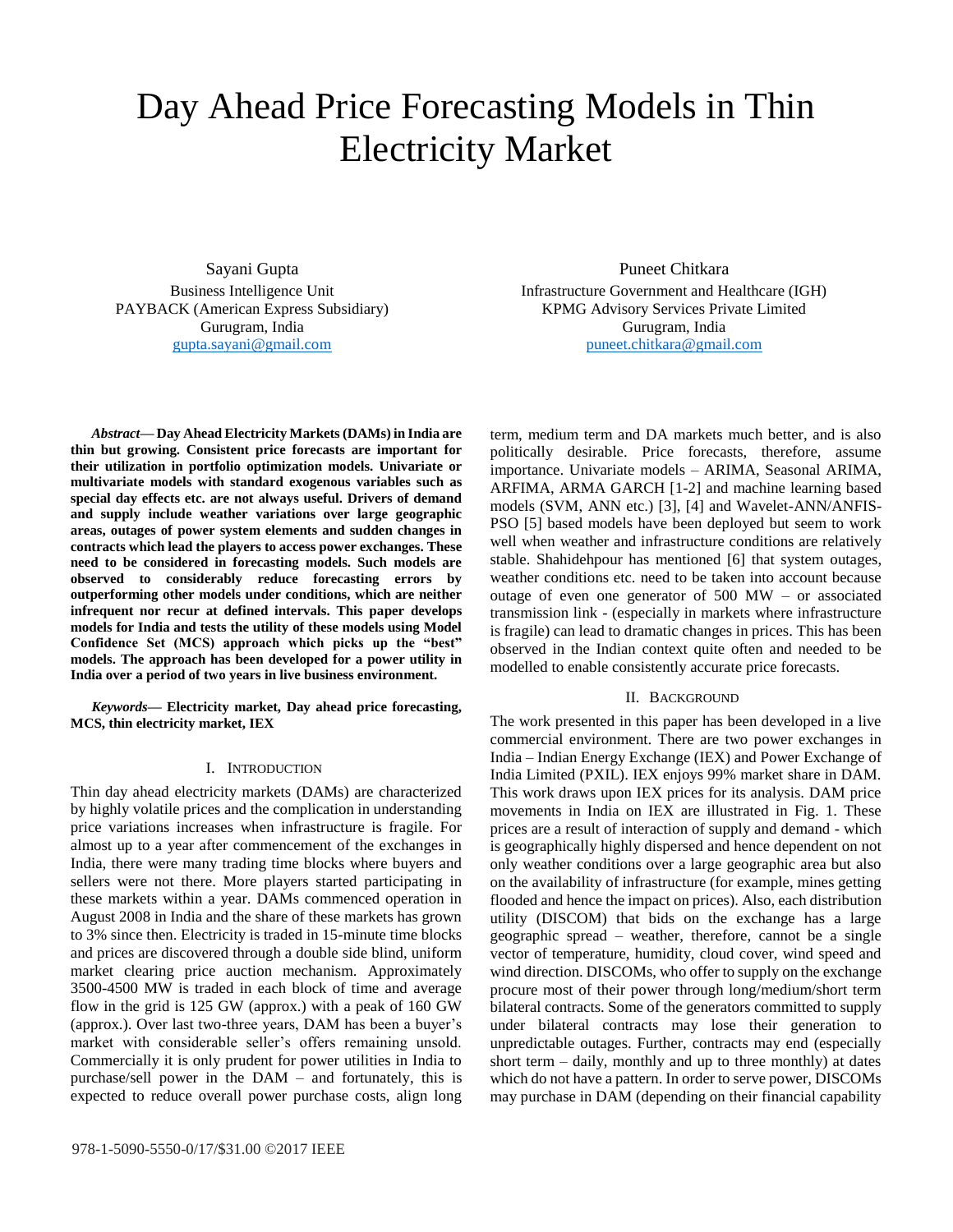# Day Ahead Price Forecasting Models in Thin Electricity Market

Sayani Gupta
Business Intelligence Unit
PAYBACK (American Express Subsidiary)
Gurugram, India
gupta.sayani@gmail.com

Puneet Chitkara
Infrastructure Government and Healthcare (IGH)
KPMG Advisory Services Private Limited
Gurugram, India
puneet.chitkara@gmail.com

***Abstract*— Day Ahead Electricity Markets (DAMs) in India are thin but growing. Consistent price forecasts are important for their utilization in portfolio optimization models. Univariate or multivariate models with standard exogenous variables such as special day effects etc. are not always useful. Drivers of demand and supply include weather variations over large geographic areas, outages of power system elements and sudden changes in contracts which lead the players to access power exchanges. These need to be considered in forecasting models. Such models are observed to considerably reduce forecasting errors by outperforming other models under conditions, which are neither infrequent nor recur at defined intervals. This paper develops models for India and tests the utility of these models using Model Confidence Set (MCS) approach which picks up the "best" models. The approach has been developed for a power utility in India over a period of two years in live business environment.**

***Keywords*— Electricity market, Day ahead price forecasting, MCS, thin electricity market, IEX**

## I. Introduction

Thin day ahead electricity markets (DAMs) are characterized by highly volatile prices and the complication in understanding price variations increases when infrastructure is fragile. For almost up to a year after commencement of the exchanges in India, there were many trading time blocks where buyers and sellers were not there. More players started participating in these markets within a year. DAMs commenced operation in August 2008 in India and the share of these markets has grown to 3% since then. Electricity is traded in 15-minute time blocks and prices are discovered through a double side blind, uniform market clearing price auction mechanism. Approximately 3500-4500 MW is traded in each block of time and average flow in the grid is 125 GW (approx.) with a peak of 160 GW (approx.). Over last two-three years, DAM has been a buyer's market with considerable seller's offers remaining unsold. Commercially it is only prudent for power utilities in India to purchase/sell power in the DAM – and fortunately, this is expected to reduce overall power purchase costs, align long term, medium term and DA markets much better, and is also politically desirable. Price forecasts, therefore, assume importance. Univariate models – ARIMA, Seasonal ARIMA, ARFIMA, ARMA GARCH [1-2] and machine learning based models (SVM, ANN etc.) [3], [4] and Wavelet-ANN/ANFIS-PSO [5] based models have been deployed but seem to work well when weather and infrastructure conditions are relatively stable. Shahidehpour has mentioned [6] that system outages, weather conditions etc. need to be taken into account because outage of even one generator of 500 MW – or associated transmission link - (especially in markets where infrastructure is fragile) can lead to dramatic changes in prices. This has been observed in the Indian context quite often and needed to be modelled to enable consistently accurate price forecasts.

## II. Background

The work presented in this paper has been developed in a live commercial environment. There are two power exchanges in India – Indian Energy Exchange (IEX) and Power Exchange of India Limited (PXIL). IEX enjoys 99% market share in DAM. This work draws upon IEX prices for its analysis. DAM price movements in India on IEX are illustrated in Fig. 1. These prices are a result of interaction of supply and demand - which is geographically highly dispersed and hence dependent on not only weather conditions over a large geographic area but also on the availability of infrastructure (for example, mines getting flooded and hence the impact on prices). Also, each distribution utility (DISCOM) that bids on the exchange has a large geographic spread – weather, therefore, cannot be a single vector of temperature, humidity, cloud cover, wind speed and wind direction. DISCOMs, who offer to supply on the exchange procure most of their power through long/medium/short term bilateral contracts. Some of the generators committed to supply under bilateral contracts may lose their generation to unpredictable outages. Further, contracts may end (especially short term – daily, monthly and up to three monthly) at dates which do not have a pattern. In order to serve power, DISCOMs may purchase in DAM (depending on their financial capability

978-1-5090-5550-0/17/$31.00 ©2017 IEEE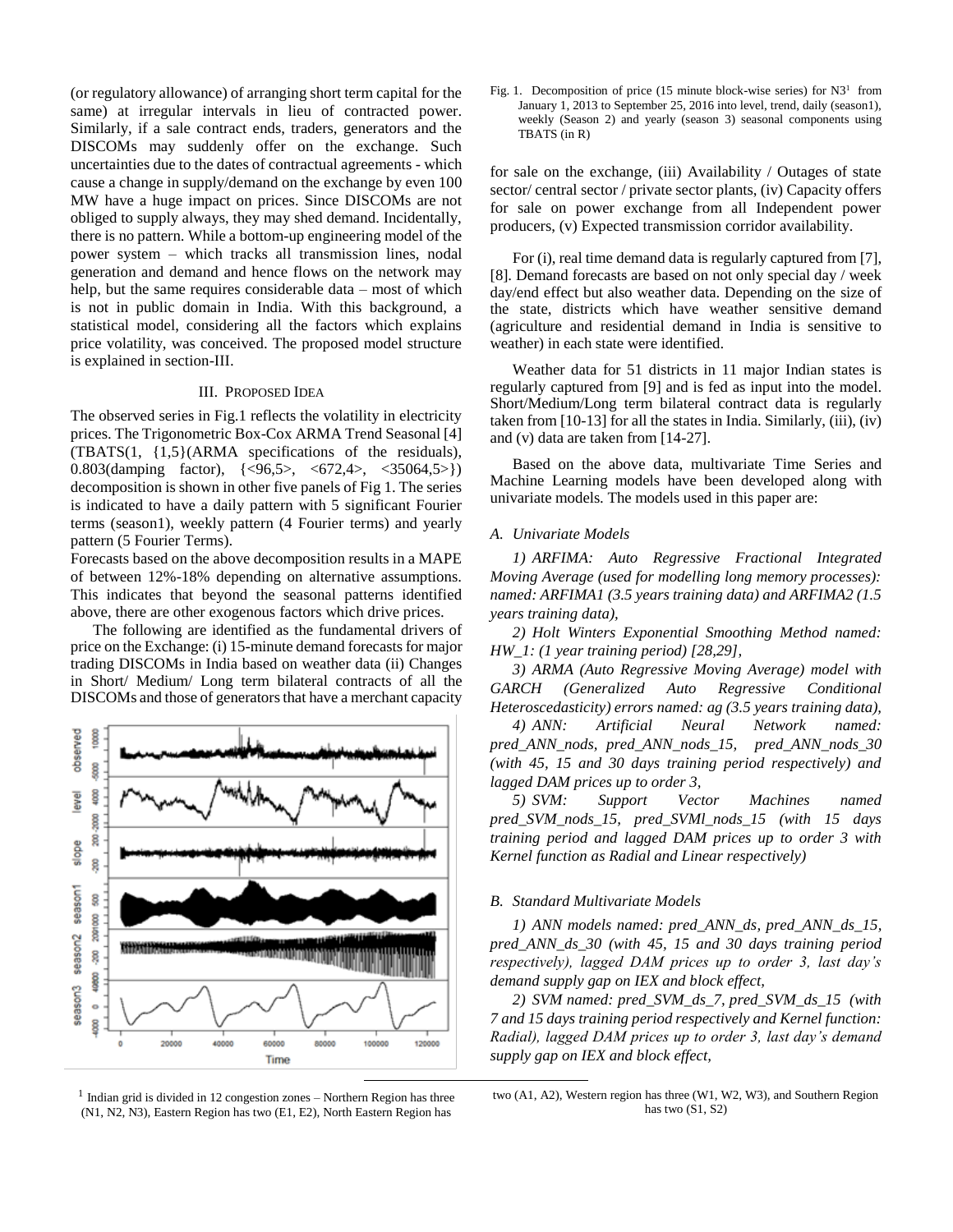(or regulatory allowance) of arranging short term capital for the same) at irregular intervals in lieu of contracted power. Similarly, if a sale contract ends, traders, generators and the DISCOMs may suddenly offer on the exchange. Such uncertainties due to the dates of contractual agreements - which cause a change in supply/demand on the exchange by even 100 MW have a huge impact on prices. Since DISCOMs are not obliged to supply always, they may shed demand. Incidentally, there is no pattern. While a bottom-up engineering model of the power system – which tracks all transmission lines, nodal generation and demand and hence flows on the network may help, but the same requires considerable data – most of which is not in public domain in India. With this background, a statistical model, considering all the factors which explains price volatility, was conceived. The proposed model structure is explained in section-III.

## III. Proposed Idea

The observed series in Fig.1 reflects the volatility in electricity prices. The Trigonometric Box-Cox ARMA Trend Seasonal [4] (TBATS(1, {1,5}(ARMA specifications of the residuals), 0.803(damping factor), {<96,5>, <672,4>, <35064,5>}) decomposition is shown in other five panels of Fig 1. The series is indicated to have a daily pattern with 5 significant Fourier terms (season1), weekly pattern (4 Fourier terms) and yearly pattern (5 Fourier Terms).

Forecasts based on the above decomposition results in a MAPE of between 12%-18% depending on alternative assumptions. This indicates that beyond the seasonal patterns identified above, there are other exogenous factors which drive prices.

The following are identified as the fundamental drivers of price on the Exchange: (i) 15-minute demand forecasts for major trading DISCOMs in India based on weather data (ii) Changes in Short/ Medium/ Long term bilateral contracts of all the DISCOMs and those of generators that have a merchant capacity for sale on the exchange, (iii) Availability / Outages of state sector/ central sector / private sector plants, (iv) Capacity offers for sale on power exchange from all Independent power producers, (v) Expected transmission corridor availability.

Fig. 1. Decomposition of price (15 minute block-wise series) for N3[1] from January 1, 2013 to September 25, 2016 into level, trend, daily (season1), weekly (Season 2) and yearly (season 3) seasonal components using TBATS (in R)

For (i), real time demand data is regularly captured from [7], [8]. Demand forecasts are based on not only special day / week day/end effect but also weather data. Depending on the size of the state, districts which have weather sensitive demand (agriculture and residential demand in India is sensitive to weather) in each state were identified.

Weather data for 51 districts in 11 major Indian states is regularly captured from [9] and is fed as input into the model. Short/Medium/Long term bilateral contract data is regularly taken from [10-13] for all the states in India. Similarly, (iii), (iv) and (v) data are taken from [14-27].

Based on the above data, multivariate Time Series and Machine Learning models have been developed along with univariate models. The models used in this paper are:

### A. Univariate Models

*1) ARFIMA: Auto Regressive Fractional Integrated Moving Average (used for modelling long memory processes): named: ARFIMA1 (3.5 years training data) and ARFIMA2 (1.5 years training data),*

*2) Holt Winters Exponential Smoothing Method named: HW_1: (1 year training period) [28,29],*

*3) ARMA (Auto Regressive Moving Average) model with GARCH (Generalized Auto Regressive Conditional Heteroscedasticity) errors named: ag (3.5 years training data),*

*4) ANN: Artificial Neural Network named: pred_ANN_nods, pred_ANN_nods_15, pred_ANN_nods_30 (with 45, 15 and 30 days training period respectively) and lagged DAM prices up to order 3,*

*5) SVM: Support Vector Machines named pred_SVM_nods_15, pred_SVMl_nods_15 (with 15 days training period and lagged DAM prices up to order 3 with Kernel function as Radial and Linear respectively)*

### B. Standard Multivariate Models

*1) ANN models named: pred_ANN_ds, pred_ANN_ds_15, pred_ANN_ds_30 (with 45, 15 and 30 days training period respectively), lagged DAM prices up to order 3, last day's demand supply gap on IEX and block effect,*

*2) SVM named: pred_SVM_ds_7, pred_SVM_ds_15 (with 7 and 15 days training period respectively and Kernel function: Radial), lagged DAM prices up to order 3, last day's demand supply gap on IEX and block effect,*

[1] Indian grid is divided in 12 congestion zones – Northern Region has three (N1, N2, N3), Eastern Region has two (E1, E2), North Eastern Region has two (A1, A2), Western region has three (W1, W2, W3), and Southern Region has two (S1, S2)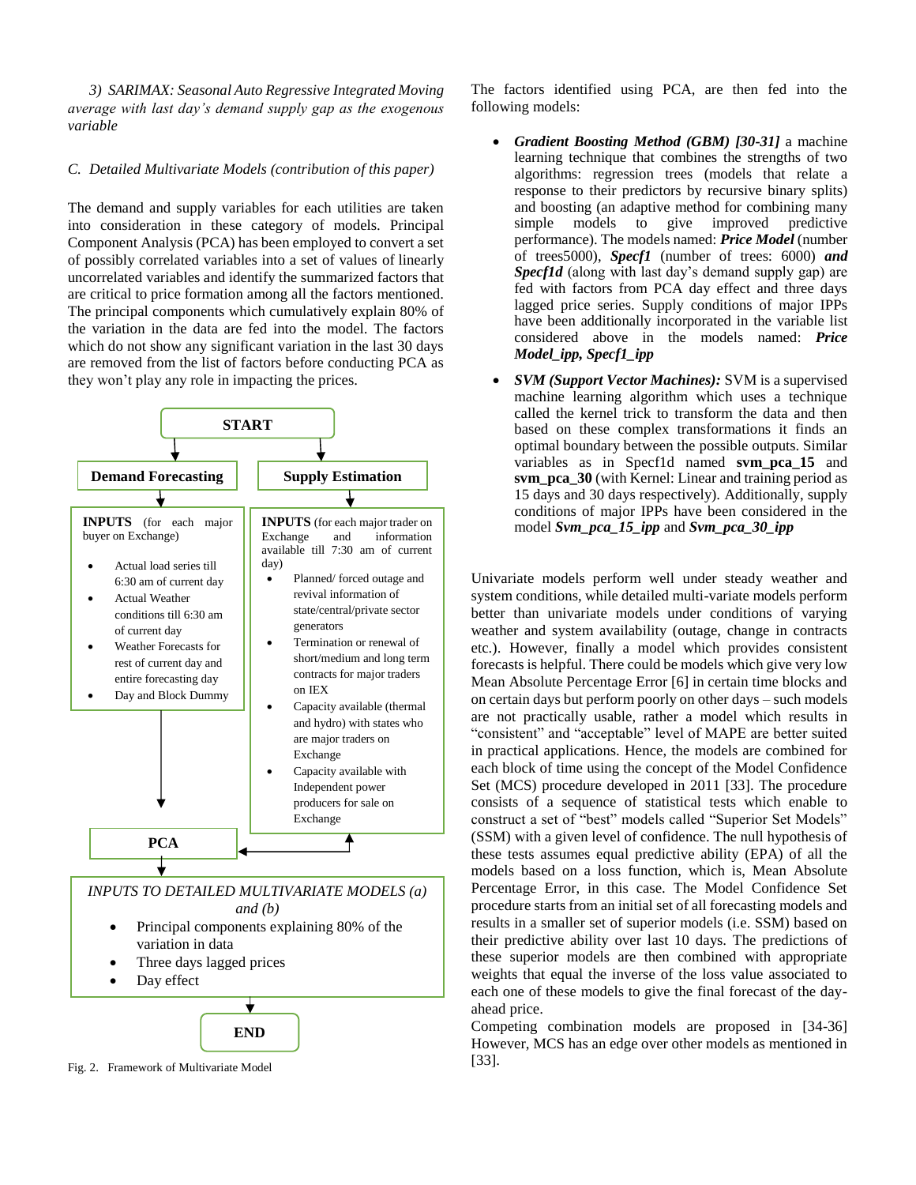*3) SARIMAX: Seasonal Auto Regressive Integrated Moving average with last day's demand supply gap as the exogenous variable*

### *C. Detailed Multivariate Models (contribution of this paper)*

The demand and supply variables for each utilities are taken into consideration in these category of models. Principal Component Analysis (PCA) has been employed to convert a set of possibly correlated variables into a set of values of linearly uncorrelated variables and identify the summarized factors that are critical to price formation among all the factors mentioned. The principal components which cumulatively explain 80% of the variation in the data are fed into the model. The factors which do not show any significant variation in the last 30 days are removed from the list of factors before conducting PCA as they won't play any role in impacting the prices.

**START**

**Demand Forecasting**

**INPUTS** (for each major buyer on Exchange)

- Actual load series till 6:30 am of current day
- Actual Weather conditions till 6:30 am of current day
- Weather Forecasts for rest of current day and entire forecasting day
- Day and Block Dummy

**Supply Estimation**

**INPUTS** (for each major trader on Exchange and information available till 7:30 am of current day)

- Planned/ forced outage and revival information of state/central/private sector generators
- Termination or renewal of short/medium and long term contracts for major traders on IEX
- Capacity available (thermal and hydro) with states who are major traders on Exchange
- Capacity available with Independent power producers for sale on Exchange

**PCA**

*INPUTS TO DETAILED MULTIVARIATE MODELS (a) and (b)*

- Principal components explaining 80% of the variation in data
- Three days lagged prices
- Day effect

**END**

Fig. 2. Framework of Multivariate Model

The factors identified using PCA, are then fed into the following models:

- ***Gradient Boosting Method (GBM) [30-31]*** a machine learning technique that combines the strengths of two algorithms: regression trees (models that relate a response to their predictors by recursive binary splits) and boosting (an adaptive method for combining many simple models to give improved predictive performance). The models named: ***Price Model*** (number of trees5000), ***Specf1*** (number of trees: 6000) ***and Specf1d*** (along with last day's demand supply gap) are fed with factors from PCA day effect and three days lagged price series. Supply conditions of major IPPs have been additionally incorporated in the variable list considered above in the models named: ***Price Model_ipp, Specf1_ipp***
- ***SVM (Support Vector Machines):*** SVM is a supervised machine learning algorithm which uses a technique called the kernel trick to transform the data and then based on these complex transformations it finds an optimal boundary between the possible outputs. Similar variables as in Specf1d named **svm_pca_15** and **svm_pca_30** (with Kernel: Linear and training period as 15 days and 30 days respectively). Additionally, supply conditions of major IPPs have been considered in the model ***Svm_pca_15_ipp*** and ***Svm_pca_30_ipp***

Univariate models perform well under steady weather and system conditions, while detailed multi-variate models perform better than univariate models under conditions of varying weather and system availability (outage, change in contracts etc.). However, finally a model which provides consistent forecasts is helpful. There could be models which give very low Mean Absolute Percentage Error [6] in certain time blocks and on certain days but perform poorly on other days – such models are not practically usable, rather a model which results in "consistent" and "acceptable" level of MAPE are better suited in practical applications. Hence, the models are combined for each block of time using the concept of the Model Confidence Set (MCS) procedure developed in 2011 [33]. The procedure consists of a sequence of statistical tests which enable to construct a set of "best" models called "Superior Set Models" (SSM) with a given level of confidence. The null hypothesis of these tests assumes equal predictive ability (EPA) of all the models based on a loss function, which is, Mean Absolute Percentage Error, in this case. The Model Confidence Set procedure starts from an initial set of all forecasting models and results in a smaller set of superior models (i.e. SSM) based on their predictive ability over last 10 days. The predictions of these superior models are then combined with appropriate weights that equal the inverse of the loss value associated to each one of these models to give the final forecast of the day-ahead price.

Competing combination models are proposed in [34-36] However, MCS has an edge over other models as mentioned in [33].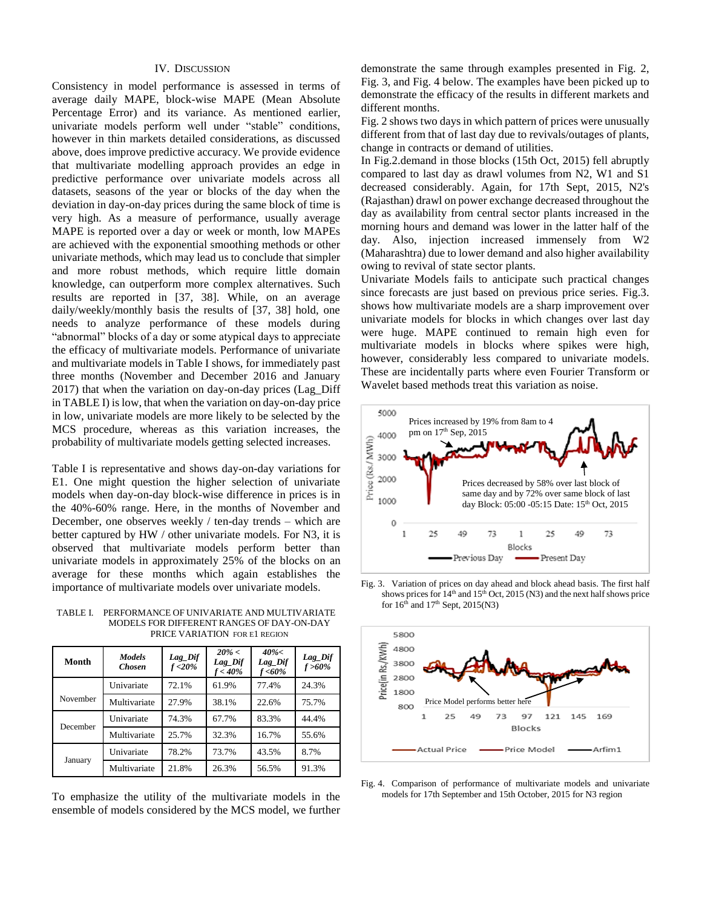## IV. Discussion

Consistency in model performance is assessed in terms of average daily MAPE, block-wise MAPE (Mean Absolute Percentage Error) and its variance. As mentioned earlier, univariate models perform well under "stable" conditions, however in thin markets detailed considerations, as discussed above, does improve predictive accuracy. We provide evidence that multivariate modelling approach provides an edge in predictive performance over univariate models across all datasets, seasons of the year or blocks of the day when the deviation in day-on-day prices during the same block of time is very high. As a measure of performance, usually average MAPE is reported over a day or week or month, low MAPEs are achieved with the exponential smoothing methods or other univariate methods, which may lead us to conclude that simpler and more robust methods, which require little domain knowledge, can outperform more complex alternatives. Such results are reported in [37, 38]. While, on an average daily/weekly/monthly basis the results of [37, 38] hold, one needs to analyze performance of these models during "abnormal" blocks of a day or some atypical days to appreciate the efficacy of multivariate models. Performance of univariate and multivariate models in Table I shows, for immediately past three months (November and December 2016 and January 2017) that when the variation on day-on-day prices (Lag_Diff in TABLE I) is low, that when the variation on day-on-day price in low, univariate models are more likely to be selected by the MCS procedure, whereas as this variation increases, the probability of multivariate models getting selected increases.

Table I is representative and shows day-on-day variations for E1. One might question the higher selection of univariate models when day-on-day block-wise difference in prices is in the 40%-60% range. Here, in the months of November and December, one observes weekly / ten-day trends – which are better captured by HW / other univariate models. For N3, it is observed that multivariate models perform better than univariate models in approximately 25% of the blocks on an average for these months which again establishes the importance of multivariate models over univariate models.

TABLE I. PERFORMANCE OF UNIVARIATE AND MULTIVARIATE MODELS FOR DIFFERENT RANGES OF DAY-ON-DAY PRICE VARIATION FOR E1 REGION

| Month | *Models Chosen* | *Lag_Diff <20%* | *20% < Lag_Diff < 40%* | *40%< Lag_Diff <60%* | *Lag_Diff >60%* |
|---|---|---|---|---|---|
| November | Univariate | 72.1% | 61.9% | 77.4% | 24.3% |
| | Multivariate | 27.9% | 38.1% | 22.6% | 75.7% |
| December | Univariate | 74.3% | 67.7% | 83.3% | 44.4% |
| | Multivariate | 25.7% | 32.3% | 16.7% | 55.6% |
| January | Univariate | 78.2% | 73.7% | 43.5% | 8.7% |
| | Multivariate | 21.8% | 26.3% | 56.5% | 91.3% |

To emphasize the utility of the multivariate models in the ensemble of models considered by the MCS model, we further demonstrate the same through examples presented in Fig. 2, Fig. 3, and Fig. 4 below. The examples have been picked up to demonstrate the efficacy of the results in different markets and different months.

Fig. 2 shows two days in which pattern of prices were unusually different from that of last day due to revivals/outages of plants, change in contracts or demand of utilities.

In Fig.2.demand in those blocks (15th Oct, 2015) fell abruptly compared to last day as drawl volumes from N2, W1 and S1 decreased considerably. Again, for 17th Sept, 2015, N2's (Rajasthan) drawl on power exchange decreased throughout the day as availability from central sector plants increased in the morning hours and demand was lower in the latter half of the day. Also, injection increased immensely from W2 (Maharashtra) due to lower demand and also higher availability owing to revival of state sector plants.

Univariate Models fails to anticipate such practical changes since forecasts are just based on previous price series. Fig.3. shows how multivariate models are a sharp improvement over univariate models for blocks in which changes over last day were huge. MAPE continued to remain high even for multivariate models in blocks where spikes were high, however, considerably less compared to univariate models. These are incidentally parts where even Fourier Transform or Wavelet based methods treat this variation as noise.

Fig. 3. Variation of prices on day ahead and block ahead basis. The first half shows prices for 14th and 15th Oct, 2015 (N3) and the next half shows price for 16th and 17th Sept, 2015(N3)

Fig. 4. Comparison of performance of multivariate models and univariate models for 17th September and 15th October, 2015 for N3 region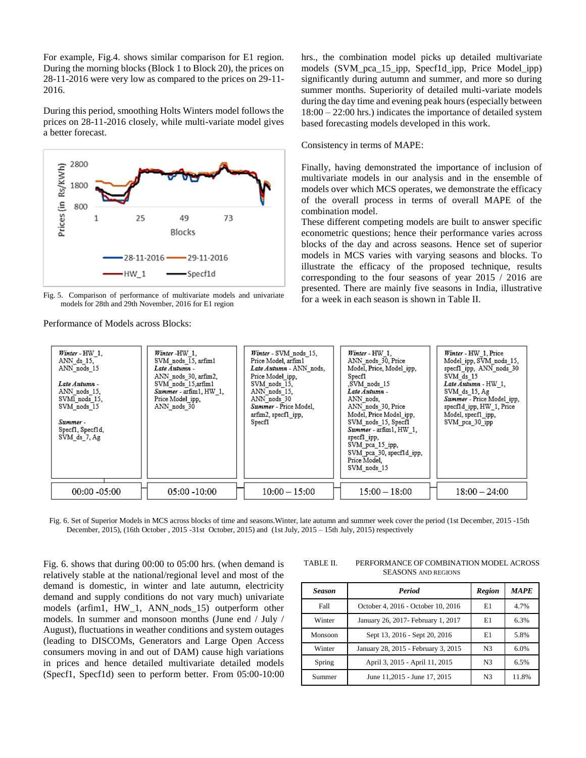For example, Fig.4. shows similar comparison for E1 region. During the morning blocks (Block 1 to Block 20), the prices on 28-11-2016 were very low as compared to the prices on 29-11-2016.

During this period, smoothing Holts Winters model follows the prices on 28-11-2016 closely, while multi-variate model gives a better forecast.

Fig. 5. Comparison of performance of multivariate models and univariate models for 28th and 29th November, 2016 for E1 region

Performance of Models across Blocks:

| 00:00 -05:00 | 05:00 -10:00 | 10:00 – 15:00 | 15:00 – 18:00 | 18:00 – 24:00 |
|---|---|---|---|---|
| *Winter* - HW_1, ANN_ds_15, ANN_nods_15<br>*Late Autumn* - ANN_nods_15, SVMl_nods_15, SVM_nods_15<br>*Summer* - Specf1, Specf1d, SVM_ds_7, Ag | *Winter* -HW_1, SVM_nods_15, arfim1<br>*Late Autumn* - ANN_nods_30, arfim2, SVM_nods_15,arfim1<br>*Summer* - arfim1, HW_1, Price Model_ipp, ANN_nods_30 | *Winter* - SVM_nods_15, Price Model, arfim1<br>*Late Autumn* - ANN_nods, Price Model_ipp, SVM_nods_15, ANN_nods_15, ANN_nods_30<br>*Summer* - Price Model, arfim2, specf1_ipp, Specf1 | *Winter* - HW_1, ANN_nods_30, Price Model, Price, Model_ipp, Specf1 ,SVM_nods_15<br>*Late Autumn* - ANN_nods, ANN_nods_30, Price Model, Price Model_ipp, SVM_nods_15, Specf1<br>*Summer* - arfim1, HW_1, specf1_ipp, SVM_pca_15_ipp, SVM_pca_30, specf1d_ipp, Price Model, SVM_nods_15 | *Winter* - HW_1, Price Model_ipp, SVM_nods_15, specf1_ipp, ANN_nods_30 SVM_ds_15<br>*Late Autumn* - HW_1, SVM_ds_15, Ag<br>*Summer* - Price Model_ipp, specf1d_ipp, HW_1, Price Model, specf1_ipp, SVM_pca_30_ipp |

Fig. 6. Set of Superior Models in MCS across blocks of time and seasons.Winter, late autumn and summer week cover the period (1st December, 2015 -15th December, 2015), (16th October , 2015 -31st October, 2015) and (1st July, 2015 – 15th July, 2015) respectively

Fig. 6. shows that during 00:00 to 05:00 hrs. (when demand is relatively stable at the national/regional level and most of the demand is domestic, in winter and late autumn, electricity demand and supply conditions do not vary much) univariate models (arfim1, HW_1, ANN_nods_15) outperform other models. In summer and monsoon months (June end / July / August), fluctuations in weather conditions and system outages (leading to DISCOMs, Generators and Large Open Access consumers moving in and out of DAM) cause high variations in prices and hence detailed multivariate detailed models (Specf1, Specf1d) seen to perform better. From 05:00-10:00 hrs., the combination model picks up detailed multivariate models (SVM_pca_15_ipp, Specf1d_ipp, Price Model_ipp) significantly during autumn and summer, and more so during summer months. Superiority of detailed multi-variate models during the day time and evening peak hours (especially between 18:00 – 22:00 hrs.) indicates the importance of detailed system based forecasting models developed in this work.

Consistency in terms of MAPE:

Finally, having demonstrated the importance of inclusion of multivariate models in our analysis and in the ensemble of models over which MCS operates, we demonstrate the efficacy of the overall process in terms of overall MAPE of the combination model.

These different competing models are built to answer specific econometric questions; hence their performance varies across blocks of the day and across seasons. Hence set of superior models in MCS varies with varying seasons and blocks. To illustrate the efficacy of the proposed technique, results corresponding to the four seasons of year 2015 / 2016 are presented. There are mainly five seasons in India, illustrative for a week in each season is shown in Table II.

TABLE II. PERFORMANCE OF COMBINATION MODEL ACROSS SEASONS AND REGIONS

| *Season* | *Period* | *Region* | *MAPE* |
|---|---|---|---|
| Fall | October 4, 2016 - October 10, 2016 | E1 | 4.7% |
| Winter | January 26, 2017- February 1, 2017 | E1 | 6.3% |
| Monsoon | Sept 13, 2016 - Sept 20, 2016 | E1 | 5.8% |
| Winter | January 28, 2015 - February 3, 2015 | N3 | 6.0% |
| Spring | April 3, 2015 - April 11, 2015 | N3 | 6.5% |
| Summer | June 11,2015 - June 17, 2015 | N3 | 11.8% |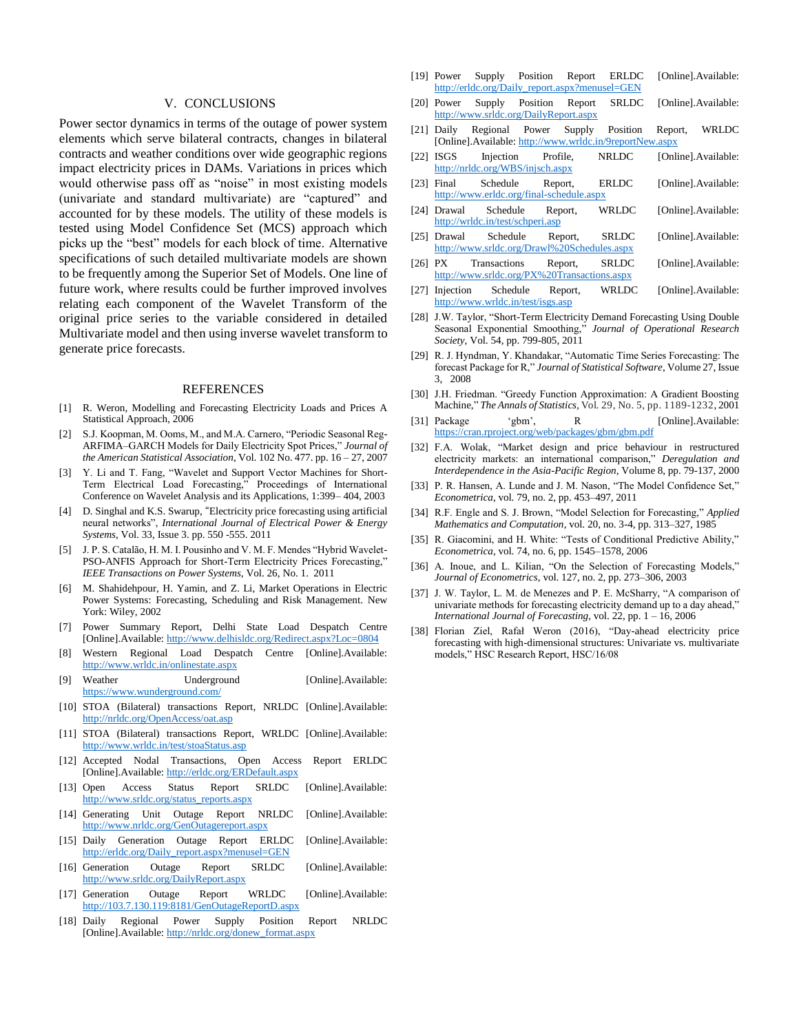## V. CONCLUSIONS

Power sector dynamics in terms of the outage of power system elements which serve bilateral contracts, changes in bilateral contracts and weather conditions over wide geographic regions impact electricity prices in DAMs. Variations in prices which would otherwise pass off as "noise" in most existing models (univariate and standard multivariate) are "captured" and accounted for by these models. The utility of these models is tested using Model Confidence Set (MCS) approach which picks up the "best" models for each block of time. Alternative specifications of such detailed multivariate models are shown to be frequently among the Superior Set of Models. One line of future work, where results could be further improved involves relating each component of the Wavelet Transform of the original price series to the variable considered in detailed Multivariate model and then using inverse wavelet transform to generate price forecasts.

## REFERENCES

[1] R. Weron, Modelling and Forecasting Electricity Loads and Prices A Statistical Approach, 2006

[2] S.J. Koopman, M. Ooms, M., and M.A. Carnero, "Periodic Seasonal Reg-ARFIMA–GARCH Models for Daily Electricity Spot Prices," *Journal of the American Statistical Association*, Vol. 102 No. 477. pp. 16 – 27, 2007

[3] Y. Li and T. Fang, "Wavelet and Support Vector Machines for Short-Term Electrical Load Forecasting," Proceedings of International Conference on Wavelet Analysis and its Applications, 1:399– 404, 2003

[4] D. Singhal and K.S. Swarup, "Electricity price forecasting using artificial neural networks", *International Journal of Electrical Power & Energy Systems*, Vol. 33, Issue 3. pp. 550 -555. 2011

[5] J. P. S. Catalão, H. M. I. Pousinho and V. M. F. Mendes "Hybrid Wavelet-PSO-ANFIS Approach for Short-Term Electricity Prices Forecasting," *IEEE Transactions on Power Systems*, Vol. 26, No. 1. 2011

[6] M. Shahidehpour, H. Yamin, and Z. Li, Market Operations in Electric Power Systems: Forecasting, Scheduling and Risk Management. New York: Wiley, 2002

[7] Power Summary Report, Delhi State Load Despatch Centre [Online].Available: http://www.delhisldc.org/Redirect.aspx?Loc=0804

[8] Western Regional Load Despatch Centre [Online].Available: http://www.wrldc.in/onlinestate.aspx

[9] Weather Underground [Online].Available: https://www.wunderground.com/

[10] STOA (Bilateral) transactions Report, NRLDC [Online].Available: http://nrldc.org/OpenAccess/oat.asp

[11] STOA (Bilateral) transactions Report, WRLDC [Online].Available: http://www.wrldc.in/test/stoaStatus.asp

[12] Accepted Nodal Transactions, Open Access Report ERLDC [Online].Available: http://erldc.org/ERDefault.aspx

[13] Open Access Status Report SRLDC [Online].Available: http://www.srldc.org/status_reports.aspx

[14] Generating Unit Outage Report NRLDC [Online].Available: http://www.nrldc.org/GenOutagereport.aspx

[15] Daily Generation Outage Report ERLDC [Online].Available: http://erldc.org/Daily_report.aspx?menusel=GEN

[16] Generation Outage Report SRLDC [Online].Available: http://www.srldc.org/DailyReport.aspx

[17] Generation Outage Report WRLDC [Online].Available: http://103.7.130.119:8181/GenOutageReportD.aspx

[18] Daily Regional Power Supply Position Report NRLDC [Online].Available: http://nrldc.org/donew_format.aspx

[19] Power Supply Position Report ERLDC [Online].Available: http://erldc.org/Daily_report.aspx?menusel=GEN

[20] Power Supply Position Report SRLDC [Online].Available: http://www.srldc.org/DailyReport.aspx

[21] Daily Regional Power Supply Position Report, WRLDC [Online].Available: http://www.wrldc.in/9reportNew.aspx

[22] ISGS Injection Profile, NRLDC [Online].Available: http://nrldc.org/WBS/injsch.aspx

[23] Final Schedule Report, ERLDC [Online].Available: http://www.erldc.org/final-schedule.aspx

[24] Drawal Schedule Report, WRLDC [Online].Available: http://wrldc.in/test/schperi.asp

[25] Drawal Schedule Report, SRLDC [Online].Available: http://www.srldc.org/Drawl%20Schedules.aspx

[26] PX Transactions Report, SRLDC [Online].Available: http://www.srldc.org/PX%20Transactions.aspx

[27] Injection Schedule Report, WRLDC [Online].Available: http://www.wrldc.in/test/isgs.asp

[28] J.W. Taylor, "Short-Term Electricity Demand Forecasting Using Double Seasonal Exponential Smoothing," *Journal of Operational Research Society*, Vol. 54, pp. 799-805, 2011

[29] R. J. Hyndman, Y. Khandakar, "Automatic Time Series Forecasting: The forecast Package for R," *Journal of Statistical Software*, Volume 27, Issue 3, 2008

[30] J.H. Friedman. "Greedy Function Approximation: A Gradient Boosting Machine," *The Annals of Statistics*, Vol. 29, No. 5, pp. 1189-1232, 2001

[31] Package 'gbm', R [Online].Available: https://cran.rproject.org/web/packages/gbm/gbm.pdf

[32] F.A. Wolak, "Market design and price behaviour in restructured electricity markets: an international comparison," *Deregulation and Interdependence in the Asia-Pacific Region*, Volume 8, pp. 79-137, 2000

[33] P. R. Hansen, A. Lunde and J. M. Nason, "The Model Confidence Set," *Econometrica*, vol. 79, no. 2, pp. 453–497, 2011

[34] R.F. Engle and S. J. Brown, "Model Selection for Forecasting," *Applied Mathematics and Computation*, vol. 20, no. 3-4, pp. 313–327, 1985

[35] R. Giacomini, and H. White: "Tests of Conditional Predictive Ability," *Econometrica*, vol. 74, no. 6, pp. 1545–1578, 2006

[36] A. Inoue, and L. Kilian, "On the Selection of Forecasting Models," *Journal of Econometrics*, vol. 127, no. 2, pp. 273–306, 2003

[37] J. W. Taylor, L. M. de Menezes and P. E. McSharry, "A comparison of univariate methods for forecasting electricity demand up to a day ahead," *International Journal of Forecasting*, vol. 22, pp. 1 – 16, 2006

[38] Florian Ziel, Rafał Weron (2016), "Day-ahead electricity price forecasting with high-dimensional structures: Univariate vs. multivariate models," HSC Research Report, HSC/16/08